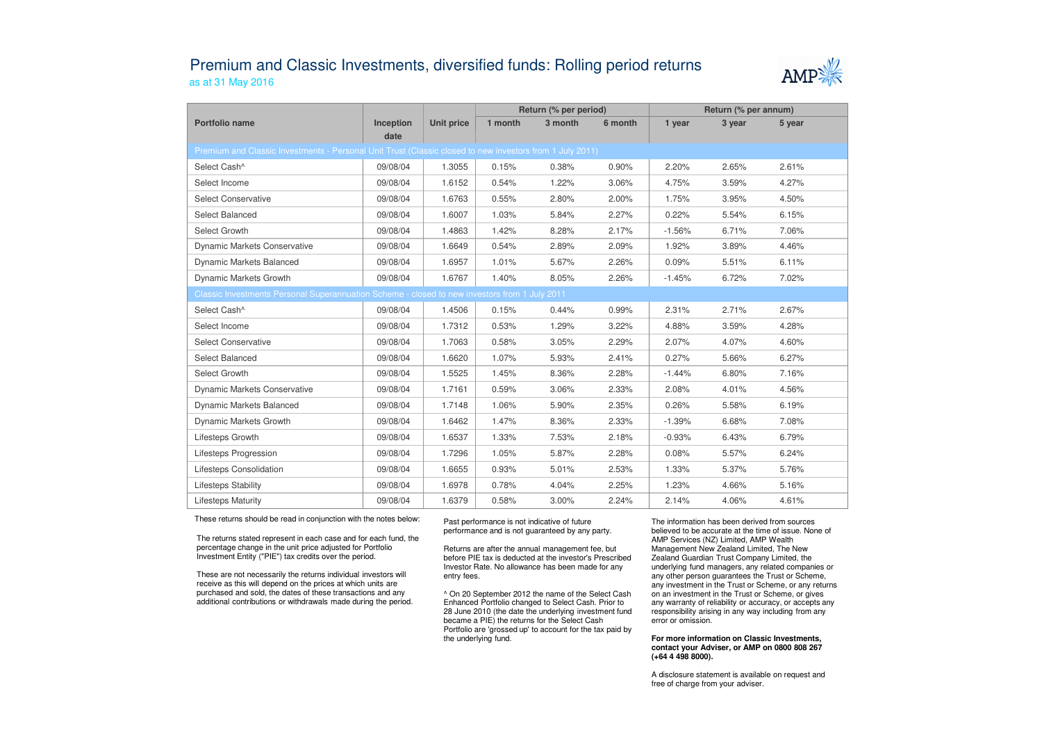# Premium and Classic Investments, diversified funds: Rolling period returns

as at 31 May 2016

| Portfolio name | Inception date | Unit price | Return (% per period) | | | Return (% per annum) | | |
|---|---|---|---|---|---|---|---|---|
| | | | 1 month | 3 month | 6 month | 1 year | 3 year | 5 year |
| **Premium and Classic Investments - Personal Unit Trust (Classic closed to new investors from 1 July 2011)** | | | | | | | | |
| Select Cash^ | 09/08/04 | 1.3055 | 0.15% | 0.38% | 0.90% | 2.20% | 2.65% | 2.61% |
| Select Income | 09/08/04 | 1.6152 | 0.54% | 1.22% | 3.06% | 4.75% | 3.59% | 4.27% |
| Select Conservative | 09/08/04 | 1.6763 | 0.55% | 2.80% | 2.00% | 1.75% | 3.95% | 4.50% |
| Select Balanced | 09/08/04 | 1.6007 | 1.03% | 5.84% | 2.27% | 0.22% | 5.54% | 6.15% |
| Select Growth | 09/08/04 | 1.4863 | 1.42% | 8.28% | 2.17% | -1.56% | 6.71% | 7.06% |
| Dynamic Markets Conservative | 09/08/04 | 1.6649 | 0.54% | 2.89% | 2.09% | 1.92% | 3.89% | 4.46% |
| Dynamic Markets Balanced | 09/08/04 | 1.6957 | 1.01% | 5.67% | 2.26% | 0.09% | 5.51% | 6.11% |
| Dynamic Markets Growth | 09/08/04 | 1.6767 | 1.40% | 8.05% | 2.26% | -1.45% | 6.72% | 7.02% |
| **Classic Investments Personal Superannuation Scheme - closed to new investors from 1 July 2011** | | | | | | | | |
| Select Cash^ | 09/08/04 | 1.4506 | 0.15% | 0.44% | 0.99% | 2.31% | 2.71% | 2.67% |
| Select Income | 09/08/04 | 1.7312 | 0.53% | 1.29% | 3.22% | 4.88% | 3.59% | 4.28% |
| Select Conservative | 09/08/04 | 1.7063 | 0.58% | 3.05% | 2.29% | 2.07% | 4.07% | 4.60% |
| Select Balanced | 09/08/04 | 1.6620 | 1.07% | 5.93% | 2.41% | 0.27% | 5.66% | 6.27% |
| Select Growth | 09/08/04 | 1.5525 | 1.45% | 8.36% | 2.28% | -1.44% | 6.80% | 7.16% |
| Dynamic Markets Conservative | 09/08/04 | 1.7161 | 0.59% | 3.06% | 2.33% | 2.08% | 4.01% | 4.56% |
| Dynamic Markets Balanced | 09/08/04 | 1.7148 | 1.06% | 5.90% | 2.35% | 0.26% | 5.58% | 6.19% |
| Dynamic Markets Growth | 09/08/04 | 1.6462 | 1.47% | 8.36% | 2.33% | -1.39% | 6.68% | 7.08% |
| Lifesteps Growth | 09/08/04 | 1.6537 | 1.33% | 7.53% | 2.18% | -0.93% | 6.43% | 6.79% |
| Lifesteps Progression | 09/08/04 | 1.7296 | 1.05% | 5.87% | 2.28% | 0.08% | 5.57% | 6.24% |
| Lifesteps Consolidation | 09/08/04 | 1.6655 | 0.93% | 5.01% | 2.53% | 1.33% | 5.37% | 5.76% |
| Lifesteps Stability | 09/08/04 | 1.6978 | 0.78% | 4.04% | 2.25% | 1.23% | 4.66% | 5.16% |
| Lifesteps Maturity | 09/08/04 | 1.6379 | 0.58% | 3.00% | 2.24% | 2.14% | 4.06% | 4.61% |

These returns should be read in conjunction with the notes below:

The returns stated represent in each case and for each fund, the percentage change in the unit price adjusted for Portfolio Investment Entity ("PIE") tax credits over the period.

These are not necessarily the returns individual investors will receive as this will depend on the prices at which units are purchased and sold, the dates of these transactions and any additional contributions or withdrawals made during the period.

Past performance is not indicative of future performance and is not guaranteed by any party.

Returns are after the annual management fee, but before PIE tax is deducted at the investor's Prescribed Investor Rate. No allowance has been made for any entry fees.

^ On 20 September 2012 the name of the Select Cash Enhanced Portfolio changed to Select Cash. Prior to 28 June 2010 (the date the underlying investment fund became a PIE) the returns for the Select Cash Portfolio are 'grossed up' to account for the tax paid by the underlying fund.

The information has been derived from sources believed to be accurate at the time of issue. None of AMP Services (NZ) Limited, AMP Wealth Management New Zealand Limited, The New Zealand Guardian Trust Company Limited, the underlying fund managers, any related companies or any other person guarantees the Trust or Scheme, any investment in the Trust or Scheme, or any returns on an investment in the Trust or Scheme, or gives any warranty of reliability or accuracy, or accepts any responsibility arising in any way including from any error or omission.

**For more information on Classic Investments, contact your Adviser, or AMP on 0800 808 267 (+64 4 498 8000).**

A disclosure statement is available on request and free of charge from your adviser.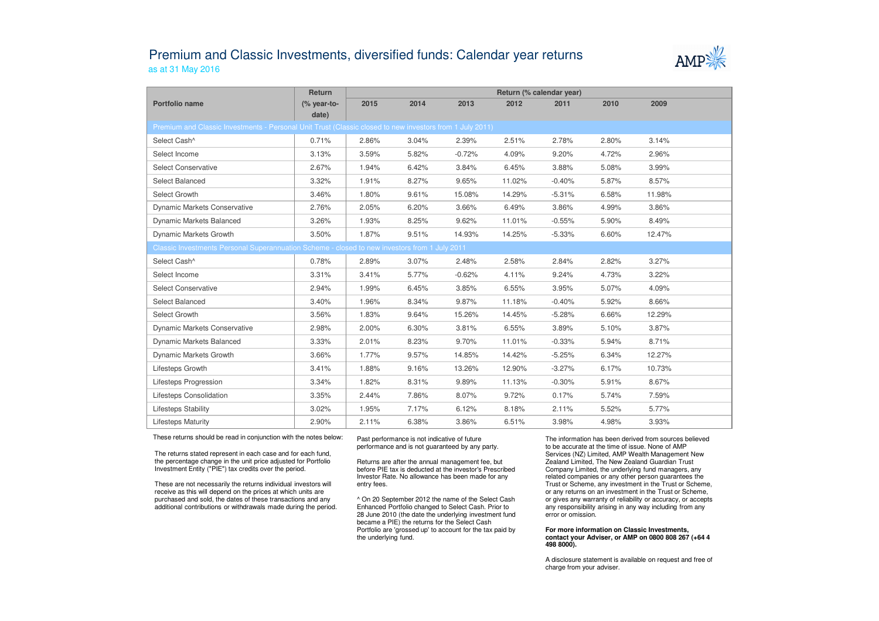// Premium and Classic Investments, diversified funds: Calendar year returns

as at 31 May 2016

| Portfolio name | Return (% year-to-date) | Return (% calendar year) 2015 | 2014 | 2013 | 2012 | 2011 | 2010 | 2009 |
|---|---|---|---|---|---|---|---|---|
| **Premium and Classic Investments - Personal Unit Trust (Classic closed to new investors from 1 July 2011)** | | | | | | | | |
| Select Cash^ | 0.71% | 2.86% | 3.04% | 2.39% | 2.51% | 2.78% | 2.80% | 3.14% |
| Select Income | 3.13% | 3.59% | 5.82% | -0.72% | 4.09% | 9.20% | 4.72% | 2.96% |
| Select Conservative | 2.67% | 1.94% | 6.42% | 3.84% | 6.45% | 3.88% | 5.08% | 3.99% |
| Select Balanced | 3.32% | 1.91% | 8.27% | 9.65% | 11.02% | -0.40% | 5.87% | 8.57% |
| Select Growth | 3.46% | 1.80% | 9.61% | 15.08% | 14.29% | -5.31% | 6.58% | 11.98% |
| Dynamic Markets Conservative | 2.76% | 2.05% | 6.20% | 3.66% | 6.49% | 3.86% | 4.99% | 3.86% |
| Dynamic Markets Balanced | 3.26% | 1.93% | 8.25% | 9.62% | 11.01% | -0.55% | 5.90% | 8.49% |
| Dynamic Markets Growth | 3.50% | 1.87% | 9.51% | 14.93% | 14.25% | -5.33% | 6.60% | 12.47% |
| **Classic Investments Personal Superannuation Scheme - closed to new investors from 1 July 2011** | | | | | | | | |
| Select Cash^ | 0.78% | 2.89% | 3.07% | 2.48% | 2.58% | 2.84% | 2.82% | 3.27% |
| Select Income | 3.31% | 3.41% | 5.77% | -0.62% | 4.11% | 9.24% | 4.73% | 3.22% |
| Select Conservative | 2.94% | 1.99% | 6.45% | 3.85% | 6.55% | 3.95% | 5.07% | 4.09% |
| Select Balanced | 3.40% | 1.96% | 8.34% | 9.87% | 11.18% | -0.40% | 5.92% | 8.66% |
| Select Growth | 3.56% | 1.83% | 9.64% | 15.26% | 14.45% | -5.28% | 6.66% | 12.29% |
| Dynamic Markets Conservative | 2.98% | 2.00% | 6.30% | 3.81% | 6.55% | 3.89% | 5.10% | 3.87% |
| Dynamic Markets Balanced | 3.33% | 2.01% | 8.23% | 9.70% | 11.01% | -0.33% | 5.94% | 8.71% |
| Dynamic Markets Growth | 3.66% | 1.77% | 9.57% | 14.85% | 14.42% | -5.25% | 6.34% | 12.27% |
| Lifesteps Growth | 3.41% | 1.88% | 9.16% | 13.26% | 12.90% | -3.27% | 6.17% | 10.73% |
| Lifesteps Progression | 3.34% | 1.82% | 8.31% | 9.89% | 11.13% | -0.30% | 5.91% | 8.67% |
| Lifesteps Consolidation | 3.35% | 2.44% | 7.86% | 8.07% | 9.72% | 0.17% | 5.74% | 7.59% |
| Lifesteps Stability | 3.02% | 1.95% | 7.17% | 6.12% | 8.18% | 2.11% | 5.52% | 5.77% |
| Lifesteps Maturity | 2.90% | 2.11% | 6.38% | 3.86% | 6.51% | 3.98% | 4.98% | 3.93% |

These returns should be read in conjunction with the notes below:

The returns stated represent in each case and for each fund, the percentage change in the unit price adjusted for Portfolio Investment Entity ("PIE") tax credits over the period.

These are not necessarily the returns individual investors will receive as this will depend on the prices at which units are purchased and sold, the dates of these transactions and any additional contributions or withdrawals made during the period.

Past performance is not indicative of future performance and is not guaranteed by any party.

Returns are after the annual management fee, but before PIE tax is deducted at the investor's Prescribed Investor Rate. No allowance has been made for any entry fees.

^ On 20 September 2012 the name of the Select Cash Enhanced Portfolio changed to Select Cash. Prior to 28 June 2010 (the date the underlying investment fund became a PIE) the returns for the Select Cash Portfolio are 'grossed up' to account for the tax paid by the underlying fund.

The information has been derived from sources believed to be accurate at the time of issue. None of AMP Services (NZ) Limited, AMP Wealth Management New Zealand Limited, The New Zealand Guardian Trust Company Limited, the underlying fund managers, any related companies or any other person guarantees the Trust or Scheme, any investment in the Trust or Scheme, or any returns on an investment in the Trust or Scheme, or gives any warranty of reliability or accuracy, or accepts any responsibility arising in any way including from any error or omission.

**For more information on Classic Investments, contact your Adviser, or AMP on 0800 808 267 (+64 4 498 8000).**

A disclosure statement is available on request and free of charge from your adviser.